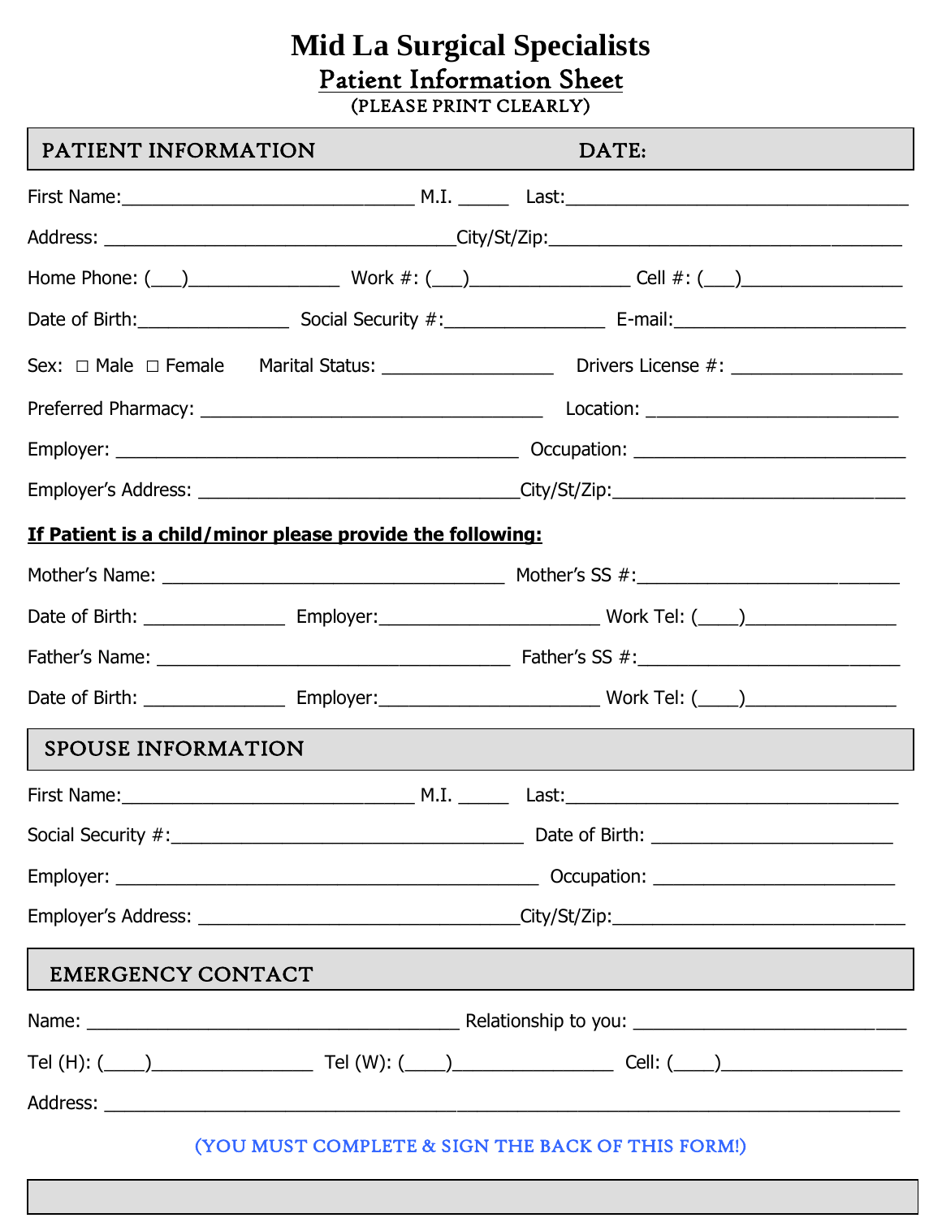# Mid La Surgical Specialists

## Patient Information Sheet

(PLEASE PRINT CLEARLY)

## PATIENT INFORMATION DATE:

First Name:______________________________ M.I. _____ Last:___________________________________

Address: ____________________________________City/St/Zip:____________________________________

Home Phone: (___)________________ Work #: (___)________________ Cell #: (___)________________

Date of Birth:_______________ Social Security #:________________ E-mail:________________________

Sex: ☐ Male ☐ Female Marital Status: _________________ Drivers License #: _________________

Preferred Pharmacy: ___________________________________ Location: _________________________

Employer: _________________________________________ Occupation: ____________________________

Employer's Address: _________________________________City/St/Zip:______________________________

**If Patient is a child/minor please provide the following:**

Mother's Name: ___________________________________ Mother's SS #:__________________________

Date of Birth: ______________ Employer:______________________ Work Tel: (____)_______________

Father's Name: ____________________________________ Father's SS #:__________________________

Date of Birth: ______________ Employer:______________________ Work Tel: (____)_______________

## SPOUSE INFORMATION

First Name:______________________________ M.I. _____ Last:_________________________________

Social Security #:____________________________________ Date of Birth: _________________________

Employer: ____________________________________________ Occupation: _________________________

Employer's Address: _________________________________City/St/Zip:______________________________

## EMERGENCY CONTACT

Name: ______________________________________ Relationship to you: ______________________________

Tel (H): (____)_________________ Tel (W): (____)________________ Cell: (____)__________________

Address: _______________________________________________________________________________________

(YOU MUST COMPLETE & SIGN THE BACK OF THIS FORM!)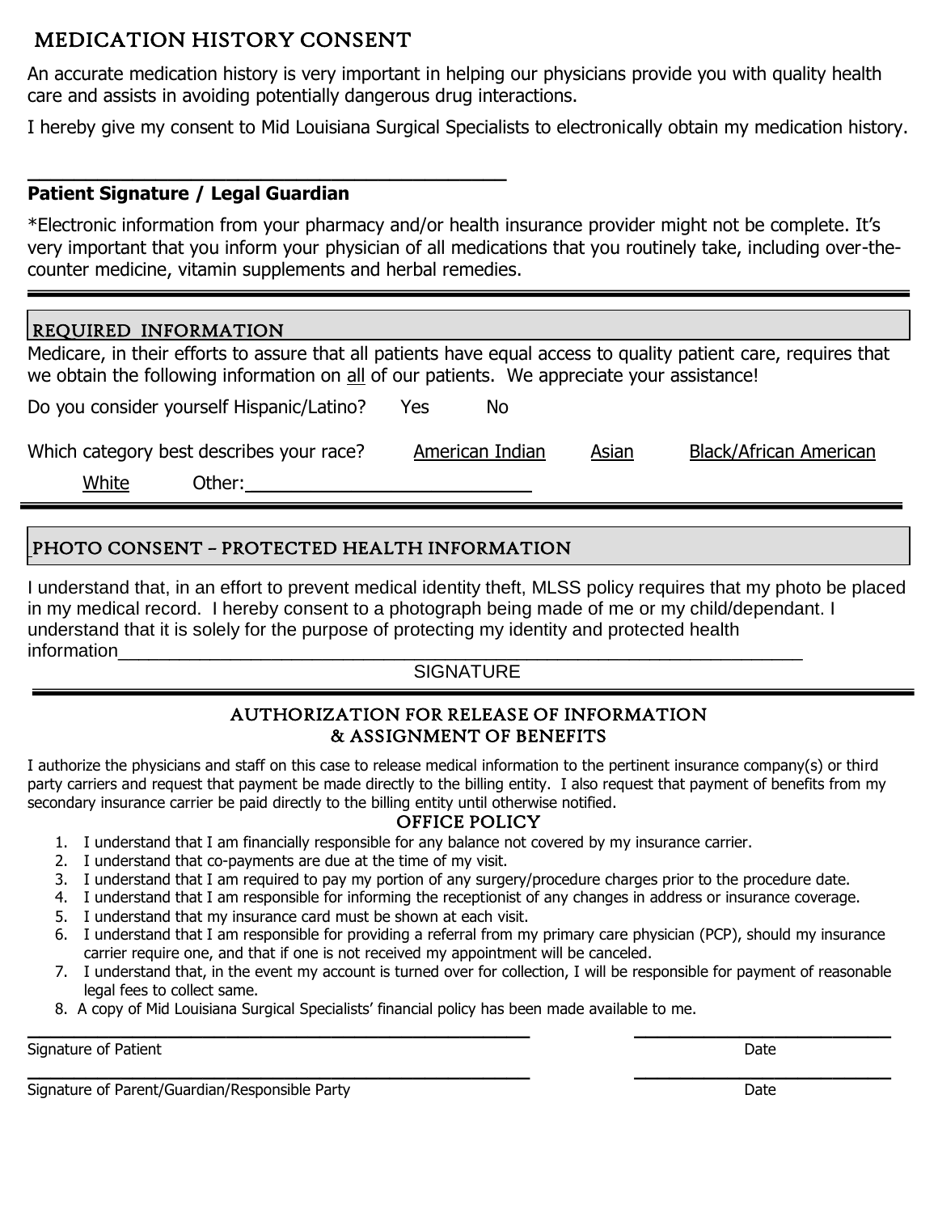## MEDICATION HISTORY CONSENT

An accurate medication history is very important in helping our physicians provide you with quality health care and assists in avoiding potentially dangerous drug interactions.

I hereby give my consent to Mid Louisiana Surgical Specialists to electronically obtain my medication history.

\_\_\_\_\_\_\_\_\_\_\_\_\_\_\_\_\_\_\_\_\_\_\_\_\_\_\_\_\_\_\_\_\_\_\_\_\_\_\_\_\_\_\_\_

**Patient Signature / Legal Guardian**

*Electronic information from your pharmacy and/or health insurance provider might not be complete. It's very important that you inform your physician of all medications that you routinely take, including over-the-counter medicine, vitamin supplements and herbal remedies.

---

## REQUIRED INFORMATION

Medicare, in their efforts to assure that all patients have equal access to quality patient care, requires that we obtain the following information on <u>all</u> of our patients. We appreciate your assistance!

Do you consider yourself Hispanic/Latino? Yes No

Which category best describes your race? <u>American Indian</u> <u>Asian</u> <u>Black/African American</u>

<u>White</u> Other:\_\_\_\_\_\_\_\_\_\_\_\_\_\_\_\_\_\_\_\_\_\_\_\_\_\_\_\_

---

## PHOTO CONSENT – PROTECTED HEALTH INFORMATION

I understand that, in an effort to prevent medical identity theft, MLSS policy requires that my photo be placed in my medical record. I hereby consent to a photograph being made of me or my child/dependant. I understand that it is solely for the purpose of protecting my identity and protected health information\_\_\_\_\_\_\_\_\_\_\_\_\_\_\_\_\_\_\_\_\_\_\_\_\_\_\_\_\_\_\_\_\_\_\_\_\_\_\_\_\_\_\_\_\_\_\_\_\_\_\_\_\_\_\_\_\_\_\_\_\_\_\_\_\_\_\_\_\_\_

SIGNATURE

---

## AUTHORIZATION FOR RELEASE OF INFORMATION & ASSIGNMENT OF BENEFITS

I authorize the physicians and staff on this case to release medical information to the pertinent insurance company(s) or third party carriers and request that payment be made directly to the billing entity. I also request that payment of benefits from my secondary insurance carrier be paid directly to the billing entity until otherwise notified.

### OFFICE POLICY

1. I understand that I am financially responsible for any balance not covered by my insurance carrier.
2. I understand that co-payments are due at the time of my visit.
3. I understand that I am required to pay my portion of any surgery/procedure charges prior to the procedure date.
4. I understand that I am responsible for informing the receptionist of any changes in address or insurance coverage.
5. I understand that my insurance card must be shown at each visit.
6. I understand that I am responsible for providing a referral from my primary care physician (PCP), should my insurance carrier require one, and that if one is not received my appointment will be canceled.
7. I understand that, in the event my account is turned over for collection, I will be responsible for payment of reasonable legal fees to collect same.
8. A copy of Mid Louisiana Surgical Specialists' financial policy has been made available to me.

\_\_\_\_\_\_\_\_\_\_\_\_\_\_\_\_\_\_\_\_\_\_\_\_\_\_\_\_\_\_\_\_\_\_\_\_\_\_\_\_\_\_\_\_\_\_\_\_ \_\_\_\_\_\_\_\_\_\_\_\_\_\_\_\_\_\_\_\_\_\_\_\_\_

Signature of Patient Date

\_\_\_\_\_\_\_\_\_\_\_\_\_\_\_\_\_\_\_\_\_\_\_\_\_\_\_\_\_\_\_\_\_\_\_\_\_\_\_\_\_\_\_\_\_\_\_\_ \_\_\_\_\_\_\_\_\_\_\_\_\_\_\_\_\_\_\_\_\_\_\_\_\_

Signature of Parent/Guardian/Responsible Party Date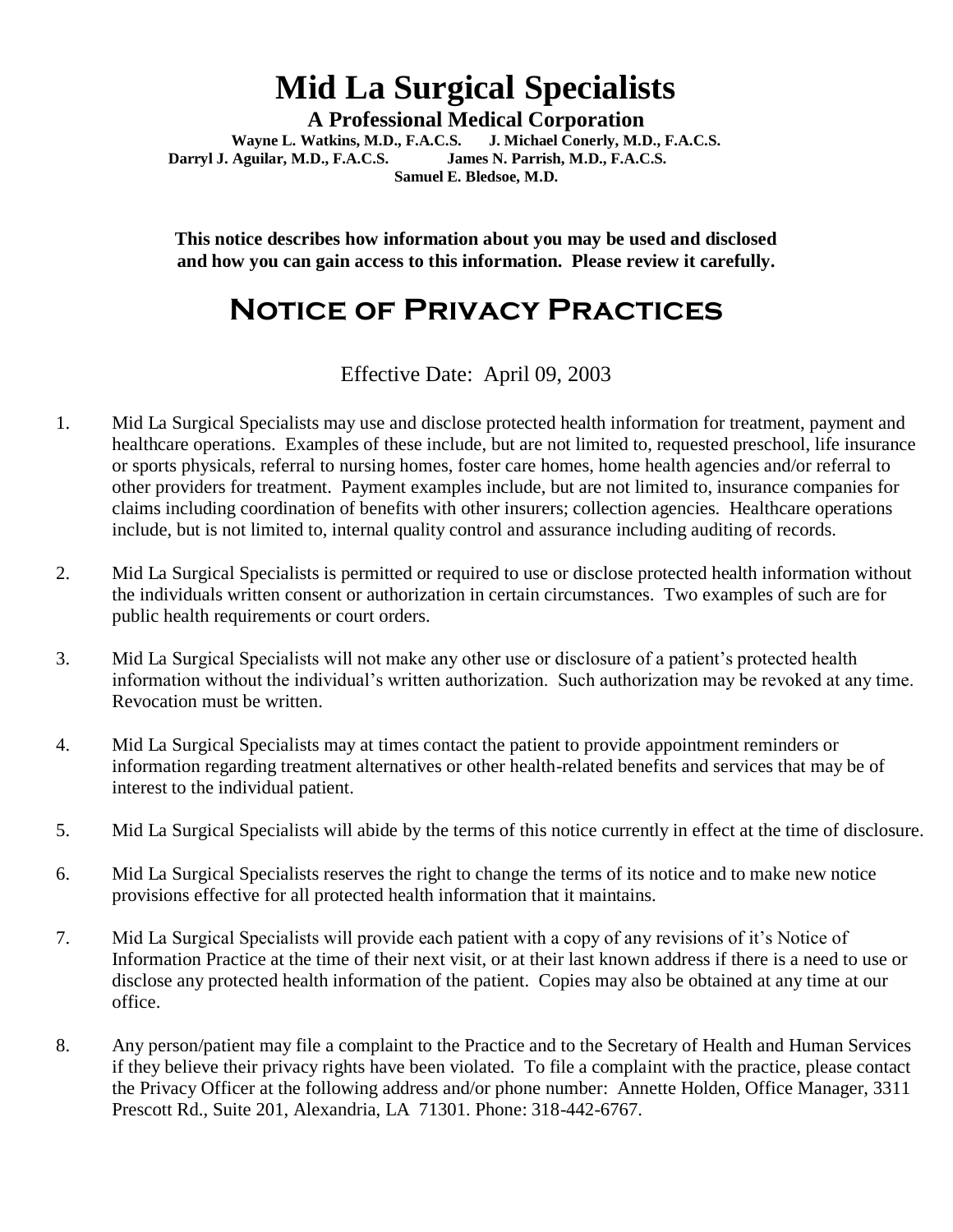# Mid La Surgical Specialists

**A Professional Medical Corporation**

**Wayne L. Watkins, M.D., F.A.C.S. J. Michael Conerly, M.D., F.A.C.S.**
**Darryl J. Aguilar, M.D., F.A.C.S. James N. Parrish, M.D., F.A.C.S.**
**Samuel E. Bledsoe, M.D.**

**This notice describes how information about you may be used and disclosed and how you can gain access to this information. Please review it carefully.**

## Notice of Privacy Practices

Effective Date: April 09, 2003

1. Mid La Surgical Specialists may use and disclose protected health information for treatment, payment and healthcare operations. Examples of these include, but are not limited to, requested preschool, life insurance or sports physicals, referral to nursing homes, foster care homes, home health agencies and/or referral to other providers for treatment. Payment examples include, but are not limited to, insurance companies for claims including coordination of benefits with other insurers; collection agencies. Healthcare operations include, but is not limited to, internal quality control and assurance including auditing of records.

2. Mid La Surgical Specialists is permitted or required to use or disclose protected health information without the individuals written consent or authorization in certain circumstances. Two examples of such are for public health requirements or court orders.

3. Mid La Surgical Specialists will not make any other use or disclosure of a patient's protected health information without the individual's written authorization. Such authorization may be revoked at any time. Revocation must be written.

4. Mid La Surgical Specialists may at times contact the patient to provide appointment reminders or information regarding treatment alternatives or other health-related benefits and services that may be of interest to the individual patient.

5. Mid La Surgical Specialists will abide by the terms of this notice currently in effect at the time of disclosure.

6. Mid La Surgical Specialists reserves the right to change the terms of its notice and to make new notice provisions effective for all protected health information that it maintains.

7. Mid La Surgical Specialists will provide each patient with a copy of any revisions of it's Notice of Information Practice at the time of their next visit, or at their last known address if there is a need to use or disclose any protected health information of the patient. Copies may also be obtained at any time at our office.

8. Any person/patient may file a complaint to the Practice and to the Secretary of Health and Human Services if they believe their privacy rights have been violated. To file a complaint with the practice, please contact the Privacy Officer at the following address and/or phone number: Annette Holden, Office Manager, 3311 Prescott Rd., Suite 201, Alexandria, LA 71301. Phone: 318-442-6767.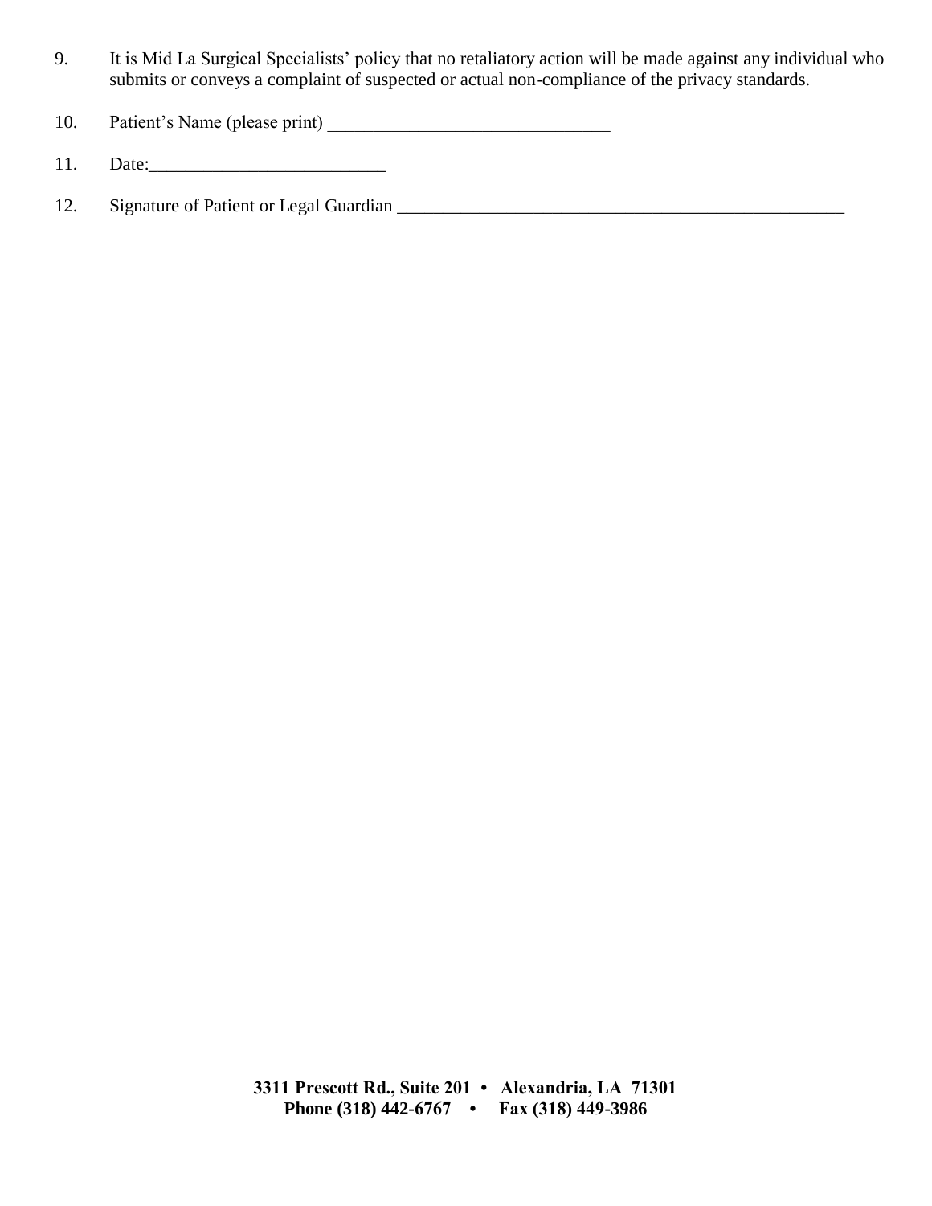9. It is Mid La Surgical Specialists' policy that no retaliatory action will be made against any individual who submits or conveys a complaint of suspected or actual non-compliance of the privacy standards.

10. Patient's Name (please print) _______________________________

11. Date:_________________________

12. Signature of Patient or Legal Guardian __________________________________________________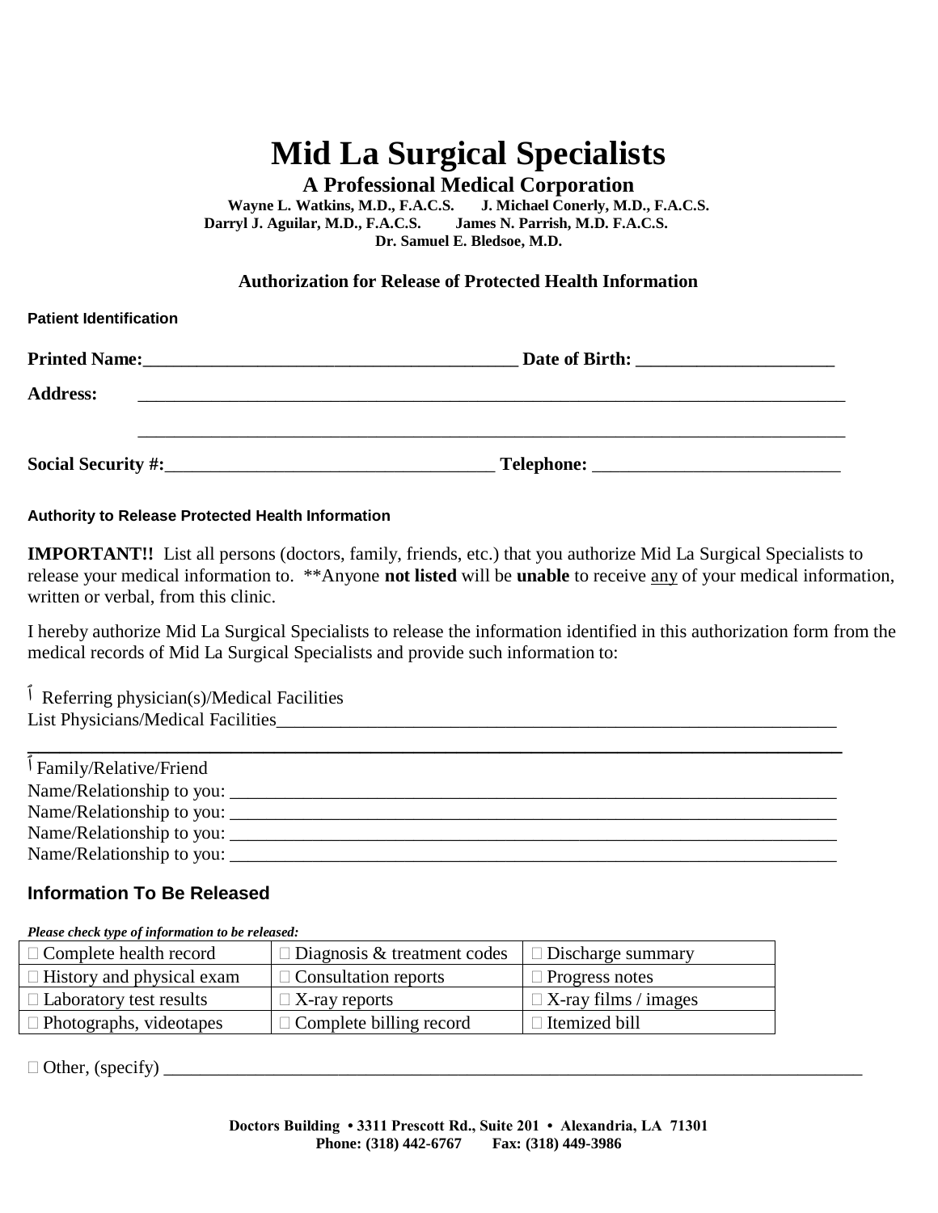# Mid La Surgical Specialists

**A Professional Medical Corporation**

**Wayne L. Watkins, M.D., F.A.C.S. J. Michael Conerly, M.D., F.A.C.S.**
**Darryl J. Aguilar, M.D., F.A.C.S. James N. Parrish, M.D. F.A.C.S.**
**Dr. Samuel E. Bledsoe, M.D.**

### Authorization for Release of Protected Health Information

**Patient Identification**

**Printed Name:**__________________________________________ **Date of Birth:** ______________________

**Address:** ________________________________________________________________________________

________________________________________________________________________________

**Social Security #:**____________________________________ **Telephone:** ___________________________

**Authority to Release Protected Health Information**

**IMPORTANT!!** List all persons (doctors, family, friends, etc.) that you authorize Mid La Surgical Specialists to release your medical information to. **Anyone **not listed** will be **unable** to receive any of your medical information, written or verbal, from this clinic.

I hereby authorize Mid La Surgical Specialists to release the information identified in this authorization form from the medical records of Mid La Surgical Specialists and provide such information to:

☐ Referring physician(s)/Medical Facilities
List Physicians/Medical Facilities_________________________________________________________________

________________________________________________________________________________

☐ Family/Relative/Friend
Name/Relationship to you: ________________________________________________________________
Name/Relationship to you: ________________________________________________________________
Name/Relationship to you: ________________________________________________________________
Name/Relationship to you: ________________________________________________________________

## Information To Be Released

***Please check type of information to be released:***

| | | |
|---|---|---|
| ☐ Complete health record | ☐ Diagnosis & treatment codes | ☐ Discharge summary |
| ☐ History and physical exam | ☐ Consultation reports | ☐ Progress notes |
| ☐ Laboratory test results | ☐ X-ray reports | ☐ X-ray films / images |
| ☐ Photographs, videotapes | ☐ Complete billing record | ☐ Itemized bill |

☐ Other, (specify) ________________________________________________________________________

**Doctors Building • 3311 Prescott Rd., Suite 201 • Alexandria, LA 71301**
**Phone: (318) 442-6767 Fax: (318) 449-3986**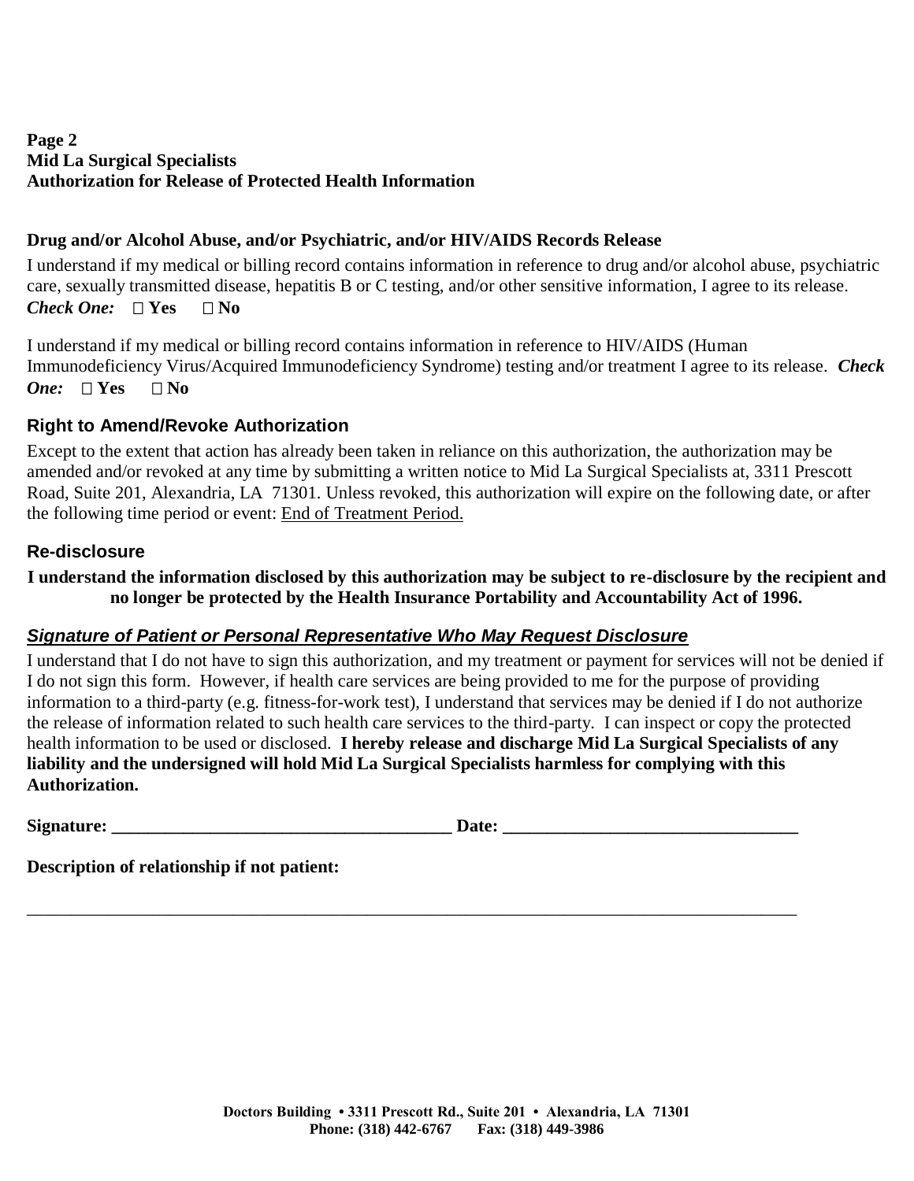**Page 2**
**Mid La Surgical Specialists**
**Authorization for Release of Protected Health Information**

**Drug and/or Alcohol Abuse, and/or Psychiatric, and/or HIV/AIDS Records Release**

I understand if my medical or billing record contains information in reference to drug and/or alcohol abuse, psychiatric care, sexually transmitted disease, hepatitis B or C testing, and/or other sensitive information, I agree to its release.
***Check One:*** **☐ Yes ☐ No**

I understand if my medical or billing record contains information in reference to HIV/AIDS (Human Immunodeficiency Virus/Acquired Immunodeficiency Syndrome) testing and/or treatment I agree to its release. ***Check One:*** **☐ Yes ☐ No**

## Right to Amend/Revoke Authorization

Except to the extent that action has already been taken in reliance on this authorization, the authorization may be amended and/or revoked at any time by submitting a written notice to Mid La Surgical Specialists at, 3311 Prescott Road, Suite 201, Alexandria, LA 71301. Unless revoked, this authorization will expire on the following date, or after the following time period or event: End of Treatment Period.

## Re-disclosure

**I understand the information disclosed by this authorization may be subject to re-disclosure by the recipient and no longer be protected by the Health Insurance Portability and Accountability Act of 1996.**

## ***Signature of Patient or Personal Representative Who May Request Disclosure***

I understand that I do not have to sign this authorization, and my treatment or payment for services will not be denied if I do not sign this form. However, if health care services are being provided to me for the purpose of providing information to a third-party (e.g. fitness-for-work test), I understand that services may be denied if I do not authorize the release of information related to such health care services to the third-party. I can inspect or copy the protected health information to be used or disclosed. **I hereby release and discharge Mid La Surgical Specialists of any liability and the undersigned will hold Mid La Surgical Specialists harmless for complying with this Authorization.**

**Signature: ______________________________________ Date: _________________________________**

**Description of relationship if not patient:**

_____________________________________________________________________________________

**Doctors Building • 3311 Prescott Rd., Suite 201 • Alexandria, LA 71301**
**Phone: (318) 442-6767 Fax: (318) 449-3986**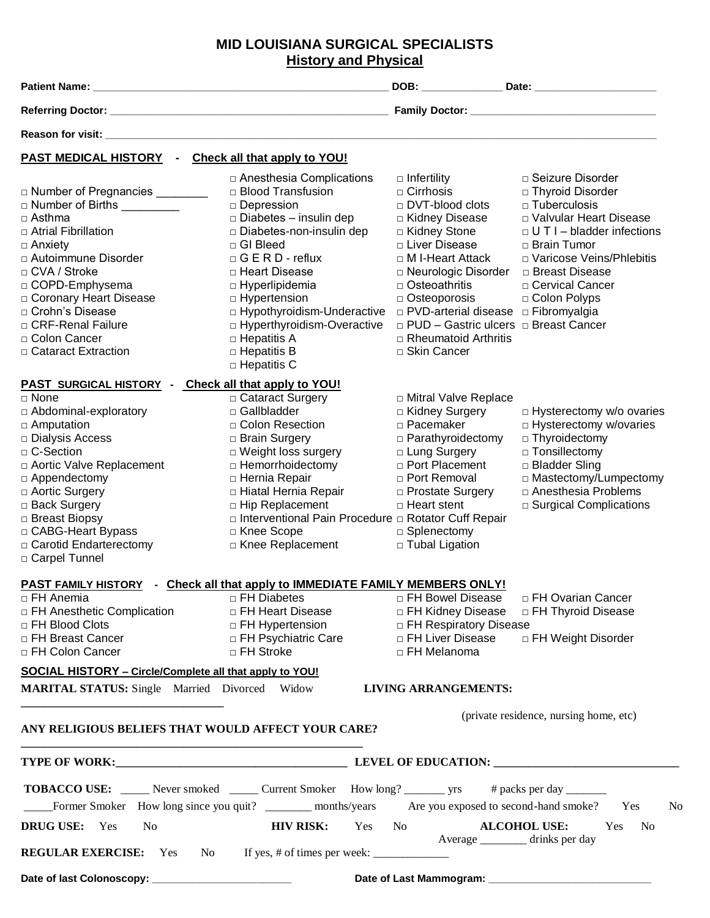# MID LOUISIANA SURGICAL SPECIALISTS

## History and Physical

**Patient Name:** ____________________________________________________ **DOB:** ______________ **Date:** _____________________

**Referring Doctor:** ___________________________________________________ **Family Doctor:** _________________________________

**Reason for visit:** ____________________________________________________________________________________________________

### PAST MEDICAL HISTORY - Check all that apply to YOU!

- □ Number of Pregnancies ________
- □ Number of Births _________
- □ Asthma
- □ Atrial Fibrillation
- □ Anxiety
- □ Autoimmune Disorder
- □ CVA / Stroke
- □ COPD-Emphysema
- □ Coronary Heart Disease
- □ Crohn's Disease
- □ CRF-Renal Failure
- □ Colon Cancer
- □ Cataract Extraction
- □ Anesthesia Complications
- □ Blood Transfusion
- □ Depression
- □ Diabetes – insulin dep
- □ Diabetes-non-insulin dep
- □ GI Bleed
- □ G E R D - reflux
- □ Heart Disease
- □ Hyperlipidemia
- □ Hypertension
- □ Hypothyroidism-Underactive
- □ Hyperthyroidism-Overactive
- □ Hepatitis A
- □ Hepatitis B
- □ Hepatitis C
- □ Infertility
- □ Cirrhosis
- □ DVT-blood clots
- □ Kidney Disease
- □ Kidney Stone
- □ Liver Disease
- □ M I-Heart Attack
- □ Neurologic Disorder
- □ Osteoathritis
- □ Osteoporosis
- □ PVD-arterial disease
- □ PUD – Gastric ulcers
- □ Rheumatoid Arthritis
- □ Skin Cancer
- □ Seizure Disorder
- □ Thyroid Disorder
- □ Tuberculosis
- □ Valvular Heart Disease
- □ U T I – bladder infections
- □ Brain Tumor
- □ Varicose Veins/Phlebitis
- □ Breast Disease
- □ Cervical Cancer
- □ Colon Polyps
- □ Fibromyalgia
- □ Breast Cancer

### PAST SURGICAL HISTORY - Check all that apply to YOU!

- □ None
- □ Abdominal-exploratory
- □ Amputation
- □ Dialysis Access
- □ C-Section
- □ Aortic Valve Replacement
- □ Appendectomy
- □ Aortic Surgery
- □ Back Surgery
- □ Breast Biopsy
- □ CABG-Heart Bypass
- □ Carotid Endarterectomy
- □ Carpel Tunnel
- □ Cataract Surgery
- □ Gallbladder
- □ Colon Resection
- □ Brain Surgery
- □ Weight loss surgery
- □ Hemorrhoidectomy
- □ Hernia Repair
- □ Hiatal Hernia Repair
- □ Hip Replacement
- □ Interventional Pain Procedure
- □ Knee Scope
- □ Knee Replacement
- □ Mitral Valve Replace
- □ Kidney Surgery
- □ Pacemaker
- □ Parathyroidectomy
- □ Lung Surgery
- □ Port Placement
- □ Port Removal
- □ Prostate Surgery
- □ Heart stent
- □ Rotator Cuff Repair
- □ Splenectomy
- □ Tubal Ligation
- □ Hysterectomy w/o ovaries
- □ Hysterectomy w/ovaries
- □ Thyroidectomy
- □ Tonsillectomy
- □ Bladder Sling
- □ Mastectomy/Lumpectomy
- □ Anesthesia Problems
- □ Surgical Complications

### PAST FAMILY HISTORY - Check all that apply to IMMEDIATE FAMILY MEMBERS ONLY!

- □ FH Anemia
- □ FH Anesthetic Complication
- □ FH Blood Clots
- □ FH Breast Cancer
- □ FH Colon Cancer
- □ FH Diabetes
- □ FH Heart Disease
- □ FH Hypertension
- □ FH Psychiatric Care
- □ FH Stroke
- □ FH Bowel Disease
- □ FH Kidney Disease
- □ FH Respiratory Disease
- □ FH Liver Disease
- □ FH Melanoma
- □ FH Ovarian Cancer
- □ FH Thyroid Disease
- □ FH Weight Disorder

### SOCIAL HISTORY – Circle/Complete all that apply to YOU!

**MARITAL STATUS:** Single Married Divorced Widow **LIVING ARRANGEMENTS:** __________________________________ (private residence, nursing home, etc)

**ANY RELIGIOUS BELIEFS THAT WOULD AFFECT YOUR CARE?** ___________________________________________________________

**TYPE OF WORK:**________________________________________ **LEVEL OF EDUCATION:** ________________________________

**TOBACCO USE:** _____ Never smoked _____ Current Smoker How long? _______ yrs # packs per day _______

_____Former Smoker How long since you quit? ________ months/years Are you exposed to second-hand smoke? Yes No

**DRUG USE:** Yes No **HIV RISK:** Yes No **ALCOHOL USE:** Yes No Average ________ drinks per day

**REGULAR EXERCISE:** Yes No If yes, # of times per week: _____________

**Date of last Colonoscopy:** ________________________ **Date of Last Mammogram:** ____________________________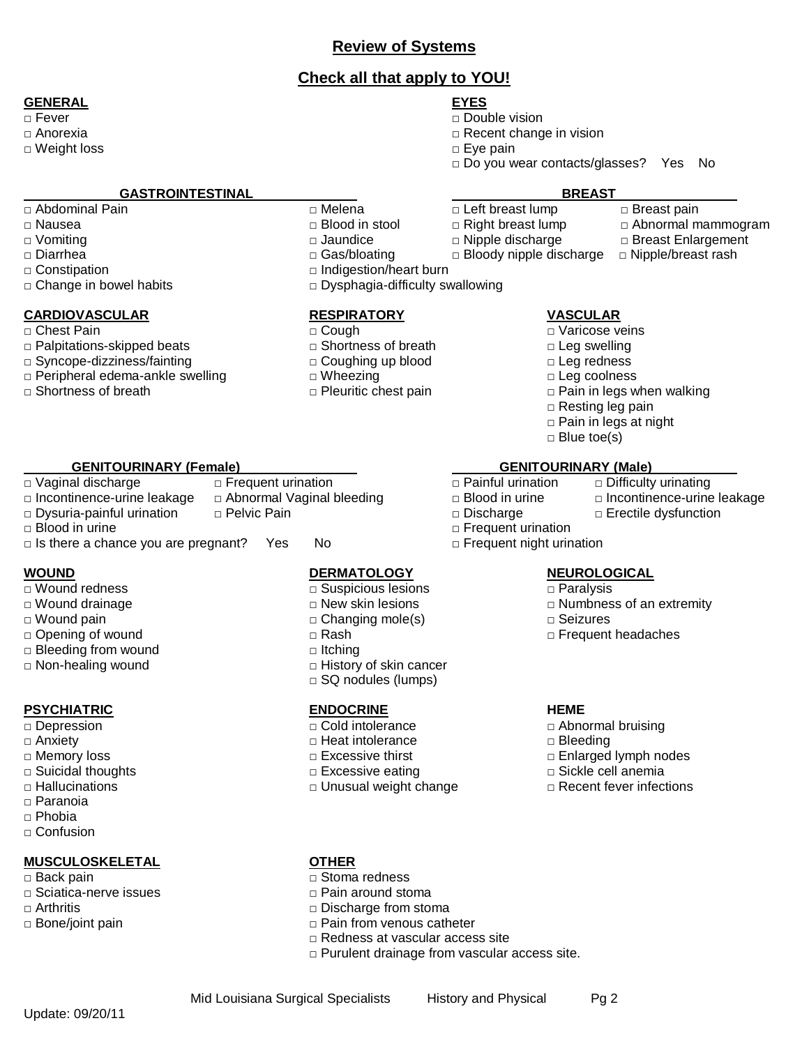# Review of Systems

## Check all that apply to YOU!

**GENERAL**

- □ Fever
- □ Anorexia
- □ Weight loss

**EYES**

- □ Double vision
- □ Recent change in vision
- □ Eye pain
- □ Do you wear contacts/glasses? Yes No

**GASTROINTESTINAL**

- □ Abdominal Pain
- □ Nausea
- □ Vomiting
- □ Diarrhea
- □ Constipation
- □ Change in bowel habits
- □ Melena
- □ Blood in stool
- □ Jaundice
- □ Gas/bloating
- □ Indigestion/heart burn
- □ Dysphagia-difficulty swallowing

**BREAST**

- □ Left breast lump
- □ Right breast lump
- □ Nipple discharge
- □ Bloody nipple discharge
- □ Breast pain
- □ Abnormal mammogram
- □ Breast Enlargement
- □ Nipple/breast rash

**CARDIOVASCULAR**

- □ Chest Pain
- □ Palpitations-skipped beats
- □ Syncope-dizziness/fainting
- □ Peripheral edema-ankle swelling
- □ Shortness of breath

**RESPIRATORY**

- □ Cough
- □ Shortness of breath
- □ Coughing up blood
- □ Wheezing
- □ Pleuritic chest pain

**VASCULAR**

- □ Varicose veins
- □ Leg swelling
- □ Leg redness
- □ Leg coolness
- □ Pain in legs when walking
- □ Resting leg pain
- □ Pain in legs at night
- □ Blue toe(s)

**GENITOURINARY (Female)**

- □ Vaginal discharge
- □ Incontinence-urine leakage
- □ Dysuria-painful urination
- □ Blood in urine
- □ Frequent urination
- □ Abnormal Vaginal bleeding
- □ Pelvic Pain
- □ Is there a chance you are pregnant? Yes No

**GENITOURINARY (Male)**

- □ Painful urination
- □ Blood in urine
- □ Discharge
- □ Frequent urination
- □ Frequent night urination
- □ Difficulty urinating
- □ Incontinence-urine leakage
- □ Erectile dysfunction

**WOUND**

- □ Wound redness
- □ Wound drainage
- □ Wound pain
- □ Opening of wound
- □ Bleeding from wound
- □ Non-healing wound

**DERMATOLOGY**

- □ Suspicious lesions
- □ New skin lesions
- □ Changing mole(s)
- □ Rash
- □ Itching
- □ History of skin cancer
- □ SQ nodules (lumps)

**NEUROLOGICAL**

- □ Paralysis
- □ Numbness of an extremity
- □ Seizures
- □ Frequent headaches

**PSYCHIATRIC**

- □ Depression
- □ Anxiety
- □ Memory loss
- □ Suicidal thoughts
- □ Hallucinations
- □ Paranoia
- □ Phobia
- □ Confusion

**ENDOCRINE**

- □ Cold intolerance
- □ Heat intolerance
- □ Excessive thirst
- □ Excessive eating
- □ Unusual weight change

**HEME**

- □ Abnormal bruising
- □ Bleeding
- □ Enlarged lymph nodes
- □ Sickle cell anemia
- □ Recent fever infections

**MUSCULOSKELETAL**

- □ Back pain
- □ Sciatica-nerve issues
- □ Arthritis
- □ Bone/joint pain

**OTHER**

- □ Stoma redness
- □ Pain around stoma
- □ Discharge from stoma
- □ Pain from venous catheter
- □ Redness at vascular access site
- □ Purulent drainage from vascular access site.

Update: 09/20/11